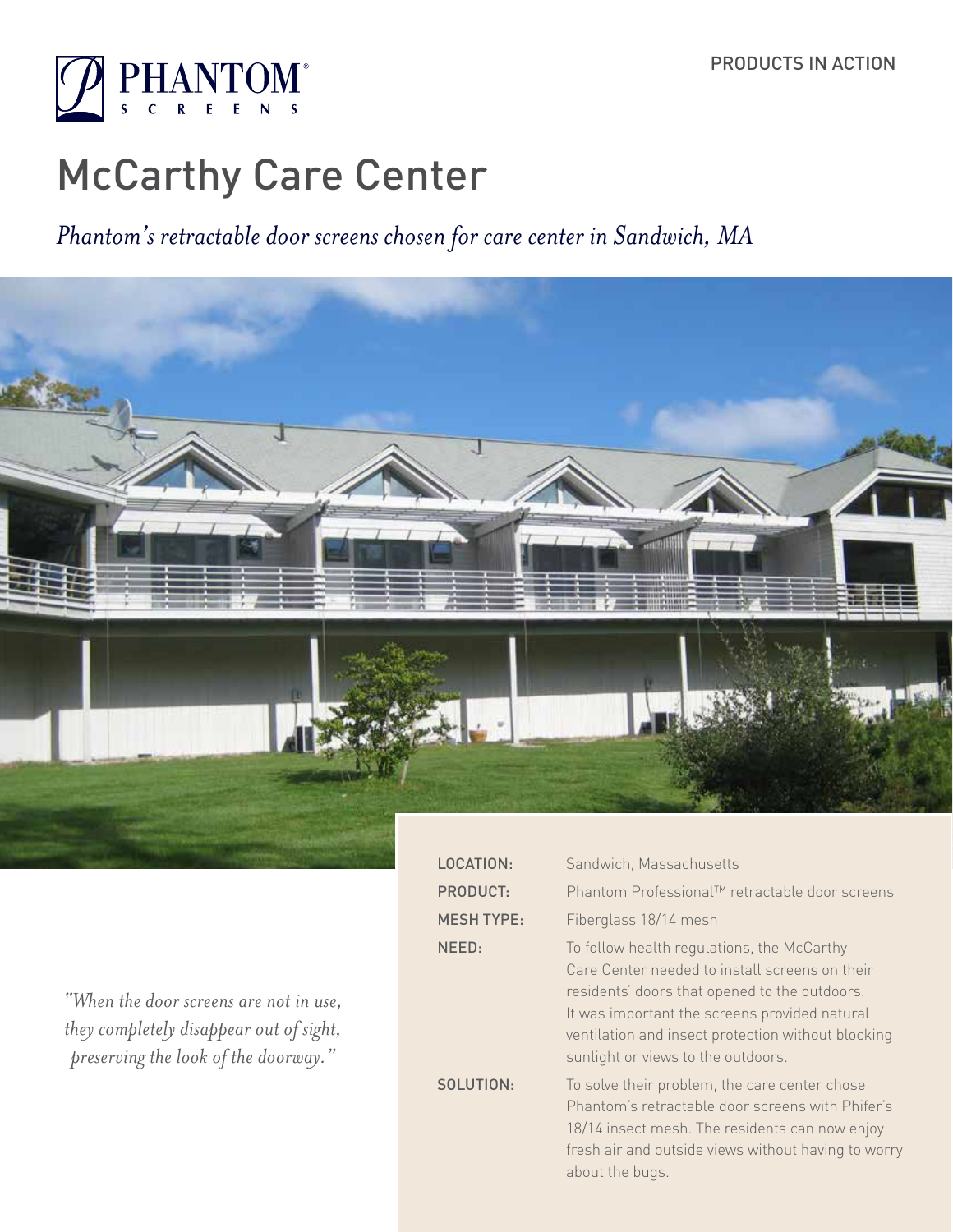PHANTOM® SCREENS

PRODUCTS IN ACTION

# McCarthy Care Center

*Phantom's retractable door screens chosen for care center in Sandwich, MA*

*"When the door screens are not in use, they completely disappear out of sight, preserving the look of the doorway."*

| | |
|---|---|
| LOCATION: | Sandwich, Massachusetts |
| PRODUCT: | Phantom Professional™ retractable door screens |
| MESH TYPE: | Fiberglass 18/14 mesh |
| NEED: | To follow health regulations, the McCarthy Care Center needed to install screens on their residents' doors that opened to the outdoors. It was important the screens provided natural ventilation and insect protection without blocking sunlight or views to the outdoors. |
| SOLUTION: | To solve their problem, the care center chose Phantom's retractable door screens with Phifer's 18/14 insect mesh. The residents can now enjoy fresh air and outside views without having to worry about the bugs. |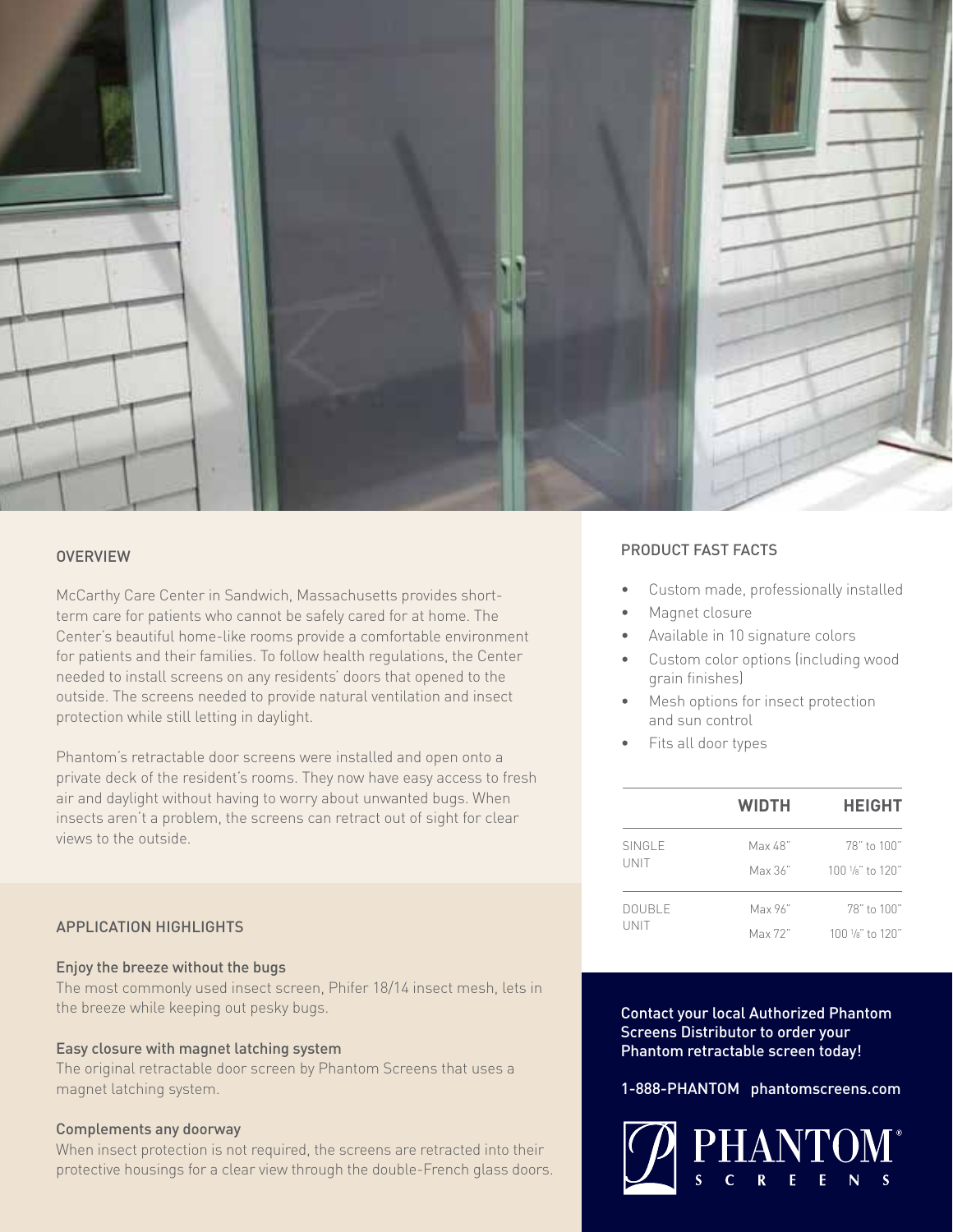## OVERVIEW

McCarthy Care Center in Sandwich, Massachusetts provides short-term care for patients who cannot be safely cared for at home. The Center's beautiful home-like rooms provide a comfortable environment for patients and their families. To follow health regulations, the Center needed to install screens on any residents' doors that opened to the outside. The screens needed to provide natural ventilation and insect protection while still letting in daylight.

Phantom's retractable door screens were installed and open onto a private deck of the resident's rooms. They now have easy access to fresh air and daylight without having to worry about unwanted bugs. When insects aren't a problem, the screens can retract out of sight for clear views to the outside.

## APPLICATION HIGHLIGHTS

### Enjoy the breeze without the bugs

The most commonly used insect screen, Phifer 18/14 insect mesh, lets in the breeze while keeping out pesky bugs.

### Easy closure with magnet latching system

The original retractable door screen by Phantom Screens that uses a magnet latching system.

### Complements any doorway

When insect protection is not required, the screens are retracted into their protective housings for a clear view through the double-French glass doors.

## PRODUCT FAST FACTS

- Custom made, professionally installed
- Magnet closure
- Available in 10 signature colors
- Custom color options (including wood grain finishes)
- Mesh options for insect protection and sun control
- Fits all door types

| | WIDTH | HEIGHT |
|---|---|---|
| SINGLE UNIT | Max 48" | 78" to 100" |
| | Max 36" | 100 1/8" to 120" |
| DOUBLE UNIT | Max 96" | 78" to 100" |
| | Max 72" | 100 1/8" to 120" |

Contact your local Authorized Phantom Screens Distributor to order your Phantom retractable screen today!

1-888-PHANTOM phantomscreens.com

PHANTOM® SCREENS